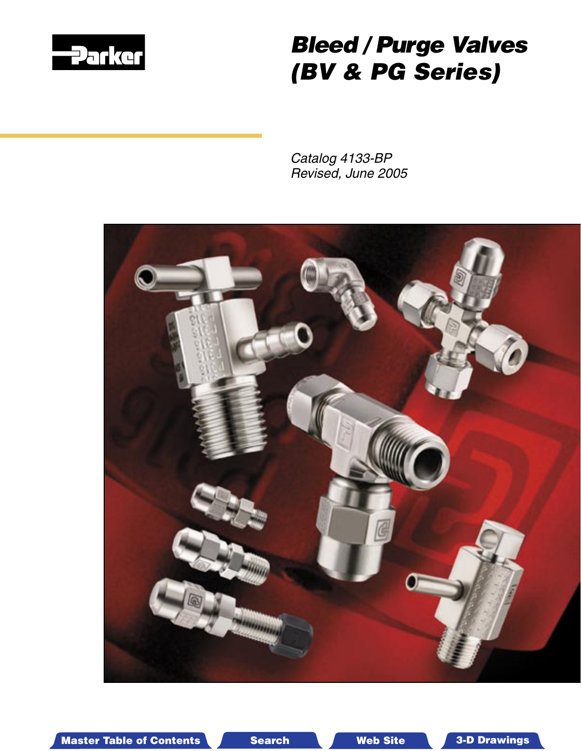Parker

# *Bleed / Purge Valves (BV & PG Series)*

*Catalog 4133-BP*
*Revised, June 2005*

Master Table of Contents | Search | Web Site | 3-D Drawings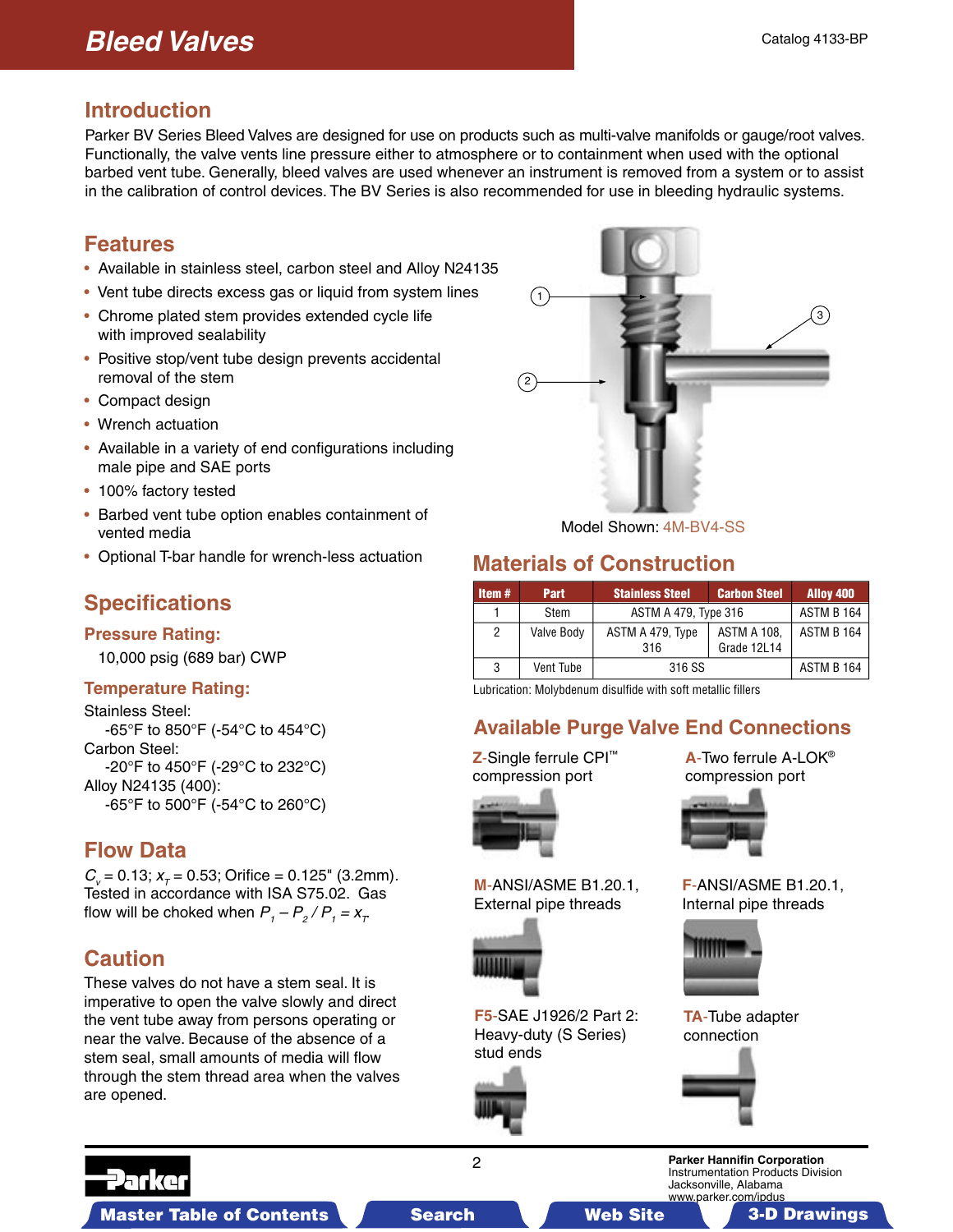# Bleed Valves

Catalog 4133-BP

## Introduction

Parker BV Series Bleed Valves are designed for use on products such as multi-valve manifolds or gauge/root valves. Functionally, the valve vents line pressure either to atmosphere or to containment when used with the optional barbed vent tube. Generally, bleed valves are used whenever an instrument is removed from a system or to assist in the calibration of control devices. The BV Series is also recommended for use in bleeding hydraulic systems.

## Features

- Available in stainless steel, carbon steel and Alloy N24135
- Vent tube directs excess gas or liquid from system lines
- Chrome plated stem provides extended cycle life with improved sealability
- Positive stop/vent tube design prevents accidental removal of the stem
- Compact design
- Wrench actuation
- Available in a variety of end configurations including male pipe and SAE ports
- 100% factory tested
- Barbed vent tube option enables containment of vented media
- Optional T-bar handle for wrench-less actuation

Model Shown: 4M-BV4-SS

## Specifications

### Pressure Rating:

10,000 psig (689 bar) CWP

### Temperature Rating:

Stainless Steel:
-65°F to 850°F (-54°C to 454°C)
Carbon Steel:
-20°F to 450°F (-29°C to 232°C)
Alloy N24135 (400):
-65°F to 500°F (-54°C to 260°C)

## Flow Data

$C_v$ = 0.13; $x_T$ = 0.53; Orifice = 0.125" (3.2mm). Tested in accordance with ISA S75.02. Gas flow will be choked when $P_1 - P_2 / P_1 = x_T$.

## Caution

These valves do not have a stem seal. It is imperative to open the valve slowly and direct the vent tube away from persons operating or near the valve. Because of the absence of a stem seal, small amounts of media will flow through the stem thread area when the valves are opened.

## Materials of Construction

| Item # | Part | Stainless Steel | Carbon Steel | Alloy 400 |
|---|---|---|---|---|
| 1 | Stem | ASTM A 479, Type 316 | | ASTM B 164 |
| 2 | Valve Body | ASTM A 479, Type 316 | ASTM A 108, Grade 12L14 | ASTM B 164 |
| 3 | Vent Tube | 316 SS | | ASTM B 164 |

Lubrication: Molybdenum disulfide with soft metallic fillers

## Available Purge Valve End Connections

**Z**-Single ferrule CPI™ compression port

**A**-Two ferrule A-LOK® compression port

**M**-ANSI/ASME B1.20.1, External pipe threads

**F**-ANSI/ASME B1.20.1, Internal pipe threads

**F5**-SAE J1926/2 Part 2: Heavy-duty (S Series) stud ends

**TA**-Tube adapter connection

Parker Hannifin Corporation
Instrumentation Products Division
Jacksonville, Alabama
www.parker.com/ipdus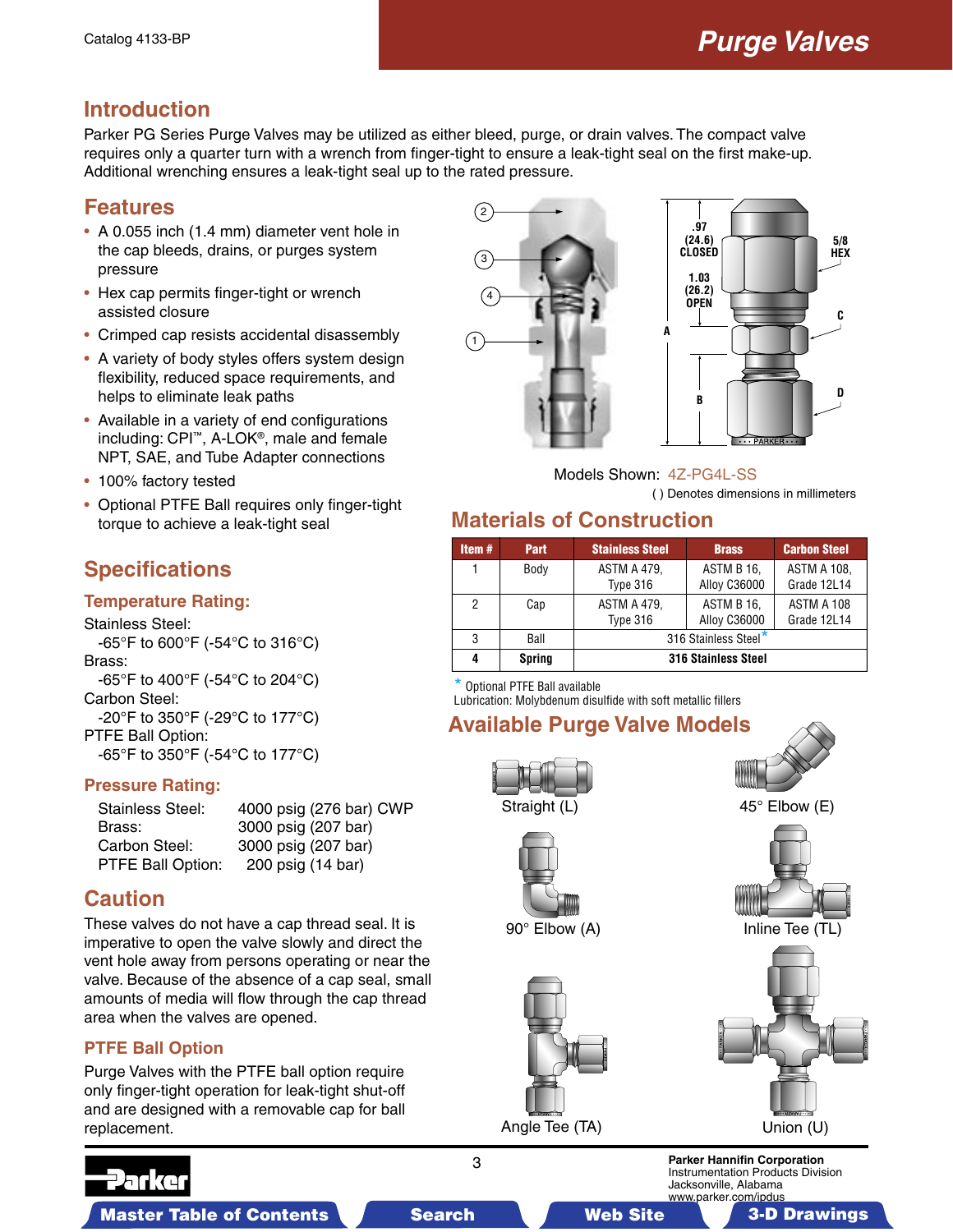## Introduction

Parker PG Series Purge Valves may be utilized as either bleed, purge, or drain valves. The compact valve requires only a quarter turn with a wrench from finger-tight to ensure a leak-tight seal on the first make-up. Additional wrenching ensures a leak-tight seal up to the rated pressure.

## Features

- A 0.055 inch (1.4 mm) diameter vent hole in the cap bleeds, drains, or purges system pressure
- Hex cap permits finger-tight or wrench assisted closure
- Crimped cap resists accidental disassembly
- A variety of body styles offers system design flexibility, reduced space requirements, and helps to eliminate leak paths
- Available in a variety of end configurations including: CPI™, A-LOK®, male and female NPT, SAE, and Tube Adapter connections
- 100% factory tested
- Optional PTFE Ball requires only finger-tight torque to achieve a leak-tight seal

.97 (24.6) CLOSED

1.03 (26.2) OPEN

5/8 HEX

Models Shown: 4Z-PG4L-SS

( ) Denotes dimensions in millimeters

## Specifications

### Temperature Rating:

Stainless Steel:
-65°F to 600°F (-54°C to 316°C)

Brass:
-65°F to 400°F (-54°C to 204°C)

Carbon Steel:
-20°F to 350°F (-29°C to 177°C)

PTFE Ball Option:
-65°F to 350°F (-54°C to 177°C)

### Pressure Rating:

| | |
|---|---|
| Stainless Steel: | 4000 psig (276 bar) CWP |
| Brass: | 3000 psig (207 bar) |
| Carbon Steel: | 3000 psig (207 bar) |
| PTFE Ball Option: | 200 psig (14 bar) |

## Caution

These valves do not have a cap thread seal. It is imperative to open the valve slowly and direct the vent hole away from persons operating or near the valve. Because of the absence of a cap seal, small amounts of media will flow through the cap thread area when the valves are opened.

### PTFE Ball Option

Purge Valves with the PTFE ball option require only finger-tight operation for leak-tight shut-off and are designed with a removable cap for ball replacement.

## Materials of Construction

| Item # | Part | Stainless Steel | Brass | Carbon Steel |
|---|---|---|---|---|
| 1 | Body | ASTM A 479, Type 316 | ASTM B 16, Alloy C36000 | ASTM A 108, Grade 12L14 |
| 2 | Cap | ASTM A 479, Type 316 | ASTM B 16, Alloy C36000 | ASTM A 108 Grade 12L14 |
| 3 | Ball | 316 Stainless Steel* | | |
| **4** | **Spring** | **316 Stainless Steel** | | |

\* Optional PTFE Ball available

Lubrication: Molybdenum disulfide with soft metallic fillers

## Available Purge Valve Models

Straight (L)

45° Elbow (E)

90° Elbow (A)

Inline Tee (TL)

Angle Tee (TA)

Union (U)

Parker Hannifin Corporation
Instrumentation Products Division
Jacksonville, Alabama
www.parker.com/ipdus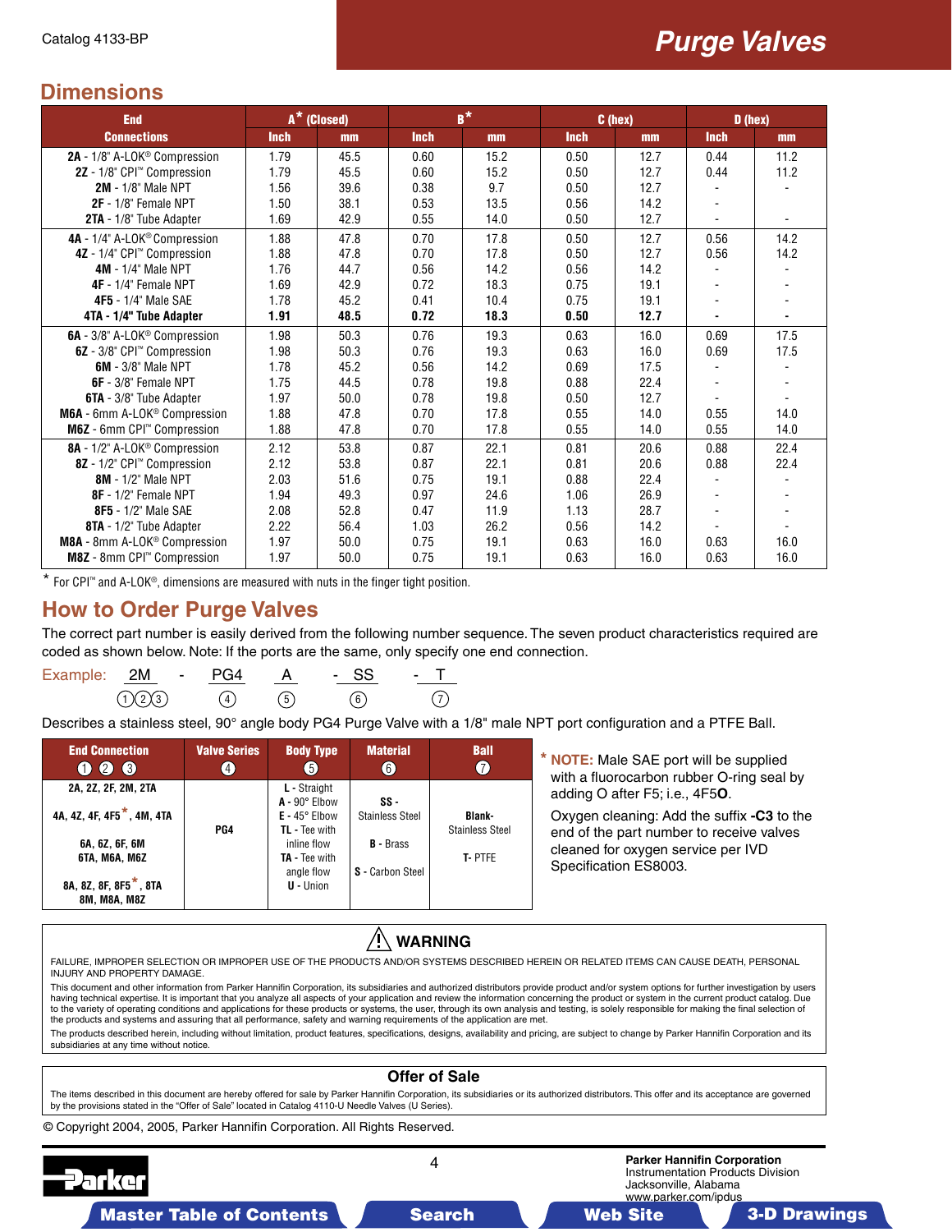# Purge Valves

## Dimensions

| End Connections | A* (Closed) | | B* | | C (hex) | | D (hex) | |
|---|---|---|---|---|---|---|---|---|
| | Inch | mm | Inch | mm | Inch | mm | Inch | mm |
| **2A** - 1/8" A-LOK® Compression | 1.79 | 45.5 | 0.60 | 15.2 | 0.50 | 12.7 | 0.44 | 11.2 |
| **2Z** - 1/8" CPI™ Compression | 1.79 | 45.5 | 0.60 | 15.2 | 0.50 | 12.7 | 0.44 | 11.2 |
| **2M** - 1/8" Male NPT | 1.56 | 39.6 | 0.38 | 9.7 | 0.50 | 12.7 | - | - |
| **2F** - 1/8" Female NPT | 1.50 | 38.1 | 0.53 | 13.5 | 0.56 | 14.2 | - | |
| **2TA** - 1/8" Tube Adapter | 1.69 | 42.9 | 0.55 | 14.0 | 0.50 | 12.7 | - | - |
| **4A** - 1/4" A-LOK® Compression | 1.88 | 47.8 | 0.70 | 17.8 | 0.50 | 12.7 | 0.56 | 14.2 |
| **4Z** - 1/4" CPI™ Compression | 1.88 | 47.8 | 0.70 | 17.8 | 0.50 | 12.7 | 0.56 | 14.2 |
| **4M** - 1/4" Male NPT | 1.76 | 44.7 | 0.56 | 14.2 | 0.56 | 14.2 | - | - |
| **4F** - 1/4" Female NPT | 1.69 | 42.9 | 0.72 | 18.3 | 0.75 | 19.1 | - | - |
| **4F5** - 1/4" Male SAE | 1.78 | 45.2 | 0.41 | 10.4 | 0.75 | 19.1 | - | - |
| **4TA - 1/4" Tube Adapter** | **1.91** | **48.5** | **0.72** | **18.3** | **0.50** | **12.7** | **-** | **-** |
| **6A** - 3/8" A-LOK® Compression | 1.98 | 50.3 | 0.76 | 19.3 | 0.63 | 16.0 | 0.69 | 17.5 |
| **6Z** - 3/8" CPI™ Compression | 1.98 | 50.3 | 0.76 | 19.3 | 0.63 | 16.0 | 0.69 | 17.5 |
| **6M** - 3/8" Male NPT | 1.78 | 45.2 | 0.56 | 14.2 | 0.69 | 17.5 | - | - |
| **6F** - 3/8" Female NPT | 1.75 | 44.5 | 0.78 | 19.8 | 0.88 | 22.4 | - | - |
| **6TA** - 3/8" Tube Adapter | 1.97 | 50.0 | 0.78 | 19.8 | 0.50 | 12.7 | - | - |
| **M6A** - 6mm A-LOK® Compression | 1.88 | 47.8 | 0.70 | 17.8 | 0.55 | 14.0 | 0.55 | 14.0 |
| **M6Z** - 6mm CPI™ Compression | 1.88 | 47.8 | 0.70 | 17.8 | 0.55 | 14.0 | 0.55 | 14.0 |
| **8A** - 1/2" A-LOK® Compression | 2.12 | 53.8 | 0.87 | 22.1 | 0.81 | 20.6 | 0.88 | 22.4 |
| **8Z** - 1/2" CPI™ Compression | 2.12 | 53.8 | 0.87 | 22.1 | 0.81 | 20.6 | 0.88 | 22.4 |
| **8M** - 1/2" Male NPT | 2.03 | 51.6 | 0.75 | 19.1 | 0.88 | 22.4 | - | - |
| **8F** - 1/2" Female NPT | 1.94 | 49.3 | 0.97 | 24.6 | 1.06 | 26.9 | - | - |
| **8F5** - 1/2" Male SAE | 2.08 | 52.8 | 0.47 | 11.9 | 1.13 | 28.7 | - | - |
| **8TA** - 1/2" Tube Adapter | 2.22 | 56.4 | 1.03 | 26.2 | 0.56 | 14.2 | - | - |
| **M8A** - 8mm A-LOK® Compression | 1.97 | 50.0 | 0.75 | 19.1 | 0.63 | 16.0 | 0.63 | 16.0 |
| **M8Z** - 8mm CPI™ Compression | 1.97 | 50.0 | 0.75 | 19.1 | 0.63 | 16.0 | 0.63 | 16.0 |

* For CPI™ and A-LOK®, dimensions are measured with nuts in the finger tight position.

## How to Order Purge Valves

The correct part number is easily derived from the following number sequence. The seven product characteristics required are coded as shown below. Note: If the ports are the same, only specify one end connection.

Example: 2M - PG4 A - SS - T
(1)(2)(3) (4) (5) (6) (7)

Describes a stainless steel, 90° angle body PG4 Purge Valve with a 1/8" male NPT port configuration and a PTFE Ball.

| End Connection (1) (2) (3) | Valve Series (4) | Body Type (5) | Material (6) | Ball (7) |
|---|---|---|---|---|
| 2A, 2Z, 2F, 2M, 2TA<br><br>4A, 4Z, 4F, 4F5*, 4M, 4TA<br><br>6A, 6Z, 6F, 6M<br>6TA, M6A, M6Z<br><br>8A, 8Z, 8F, 8F5*, 8TA<br>8M, M8A, M8Z | PG4 | **L** - Straight<br>**A** - 90° Elbow<br>**E** - 45° Elbow<br>**TL** - Tee with inline flow<br>**TA** - Tee with angle flow<br>**U** - Union | **SS** - Stainless Steel<br><br>**B** - Brass<br><br>**S** - Carbon Steel | **Blank-** Stainless Steel<br><br>**T-** PTFE |

\* **NOTE:** Male SAE port will be supplied with a fluorocarbon rubber O-ring seal by adding O after F5; i.e., 4F5**O**.

Oxygen cleaning: Add the suffix **-C3** to the end of the part number to receive valves cleaned for oxygen service per IVD Specification ES8003.

### ⚠ WARNING

FAILURE, IMPROPER SELECTION OR IMPROPER USE OF THE PRODUCTS AND/OR SYSTEMS DESCRIBED HEREIN OR RELATED ITEMS CAN CAUSE DEATH, PERSONAL INJURY AND PROPERTY DAMAGE.

This document and other information from Parker Hannifin Corporation, its subsidiaries and authorized distributors provide product and/or system options for further investigation by users having technical expertise. It is important that you analyze all aspects of your application and review the information concerning the product or system in the current product catalog. Due to the variety of operating conditions and applications for these products or systems, the user, through its own analysis and testing, is solely responsible for making the final selection of the products and systems and assuring that all performance, safety and warning requirements of the application are met.

The products described herein, including without limitation, product features, specifications, designs, availability and pricing, are subject to change by Parker Hannifin Corporation and its subsidiaries at any time without notice.

### Offer of Sale

The items described in this document are hereby offered for sale by Parker Hannifin Corporation, its subsidiaries or its authorized distributors. This offer and its acceptance are governed by the provisions stated in the "Offer of Sale" located in Catalog 4110-U Needle Valves (U Series).

© Copyright 2004, 2005, Parker Hannifin Corporation. All Rights Reserved.

**Parker Hannifin Corporation**
Instrumentation Products Division
Jacksonville, Alabama
www.parker.com/ipdus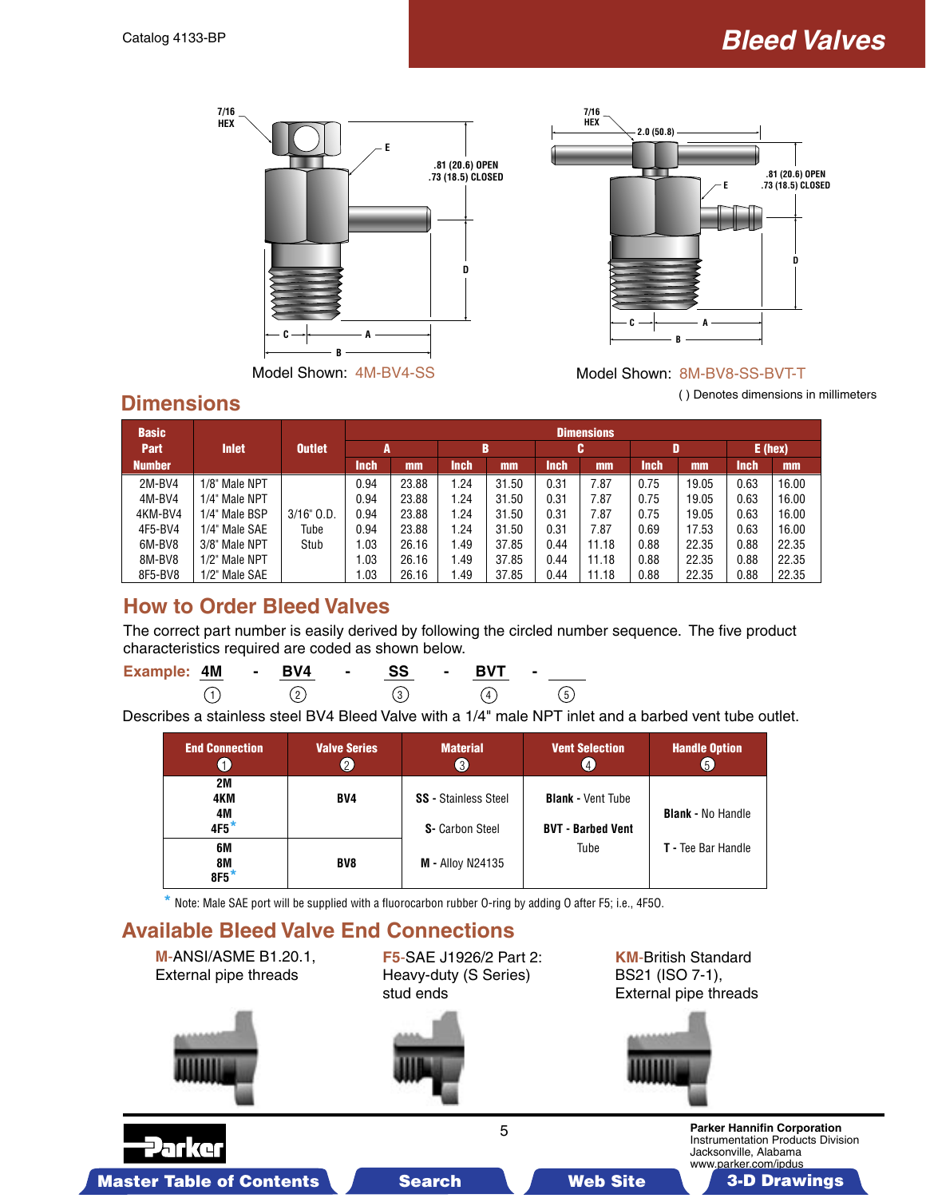# Bleed Valves

Model Shown: 4M-BV4-SS

Model Shown: 8M-BV8-SS-BVT-T

## Dimensions

( ) Denotes dimensions in millimeters

| Basic Part Number | Inlet | Outlet | A Inch | A mm | B Inch | B mm | C Inch | C mm | D Inch | D mm | E (hex) Inch | E (hex) mm |
|---|---|---|---|---|---|---|---|---|---|---|---|---|
| 2M-BV4 | 1/8" Male NPT | 3/16" O.D. Tube Stub | 0.94 | 23.88 | 1.24 | 31.50 | 0.31 | 7.87 | 0.75 | 19.05 | 0.63 | 16.00 |
| 4M-BV4 | 1/4" Male NPT | | 0.94 | 23.88 | 1.24 | 31.50 | 0.31 | 7.87 | 0.75 | 19.05 | 0.63 | 16.00 |
| 4KM-BV4 | 1/4" Male BSP | | 0.94 | 23.88 | 1.24 | 31.50 | 0.31 | 7.87 | 0.75 | 19.05 | 0.63 | 16.00 |
| 4F5-BV4 | 1/4" Male SAE | | 0.94 | 23.88 | 1.24 | 31.50 | 0.31 | 7.87 | 0.69 | 17.53 | 0.63 | 16.00 |
| 6M-BV8 | 3/8" Male NPT | | 1.03 | 26.16 | 1.49 | 37.85 | 0.44 | 11.18 | 0.88 | 22.35 | 0.88 | 22.35 |
| 8M-BV8 | 1/2" Male NPT | | 1.03 | 26.16 | 1.49 | 37.85 | 0.44 | 11.18 | 0.88 | 22.35 | 0.88 | 22.35 |
| 8F5-BV8 | 1/2" Male SAE | | 1.03 | 26.16 | 1.49 | 37.85 | 0.44 | 11.18 | 0.88 | 22.35 | 0.88 | 22.35 |

## How to Order Bleed Valves

The correct part number is easily derived by following the circled number sequence. The five product characteristics required are coded as shown below.

**Example:** 4M (1) - BV4 (2) - SS (3) - BVT (4) - ___ (5)

Describes a stainless steel BV4 Bleed Valve with a 1/4" male NPT inlet and a barbed vent tube outlet.

| End Connection (1) | Valve Series (2) | Material (3) | Vent Selection (4) | Handle Option (5) |
|---|---|---|---|---|
| 2M, 4KM, 4M, 4F5* | BV4 | **SS** - Stainless Steel | **Blank** - Vent Tube | **Blank** - No Handle |
| 6M, 8M, 8F5* | BV8 | **S**- Carbon Steel<br>**M** - Alloy N24135 | **BVT - Barbed Vent** Tube | **T** - Tee Bar Handle |

* Note: Male SAE port will be supplied with a fluorocarbon rubber O-ring by adding O after F5; i.e., 4F5O.

## Available Bleed Valve End Connections

**M**-ANSI/ASME B1.20.1, External pipe threads

**F5**-SAE J1926/2 Part 2: Heavy-duty (S Series) stud ends

**KM**-British Standard BS21 (ISO 7-1), External pipe threads

Parker Hannifin Corporation
Instrumentation Products Division
Jacksonville, Alabama
www.parker.com/ipdus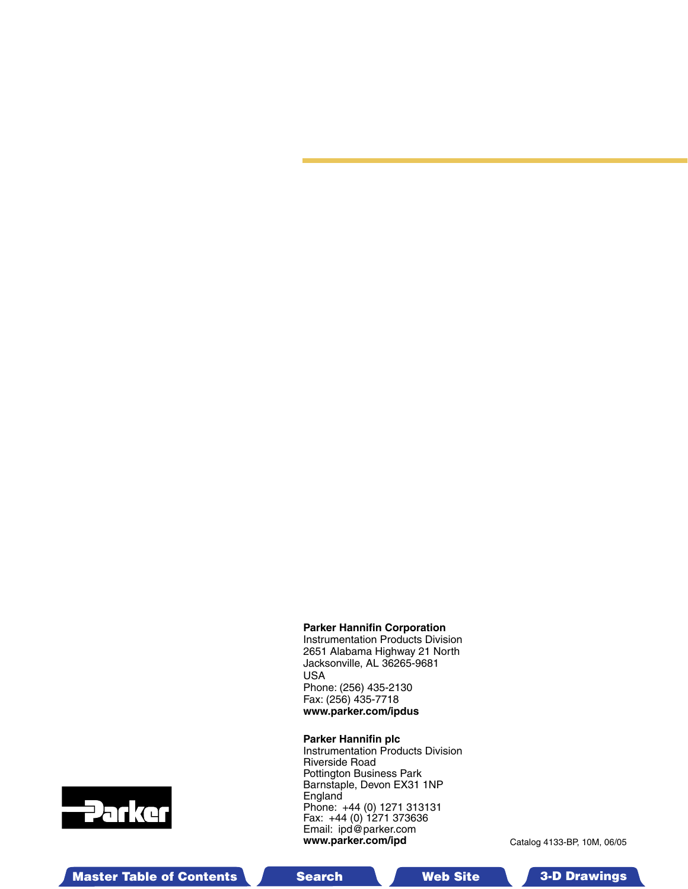**Parker Hannifin Corporation**
Instrumentation Products Division
2651 Alabama Highway 21 North
Jacksonville, AL 36265-9681
USA
Phone: (256) 435-2130
Fax: (256) 435-7718
**www.parker.com/ipdus**

**Parker Hannifin plc**
Instrumentation Products Division
Riverside Road
Pottington Business Park
Barnstaple, Devon EX31 1NP
England
Phone: +44 (0) 1271 313131
Fax: +44 (0) 1271 373636
Email: ipd@parker.com
**www.parker.com/ipd**

Catalog 4133-BP, 10M, 06/05